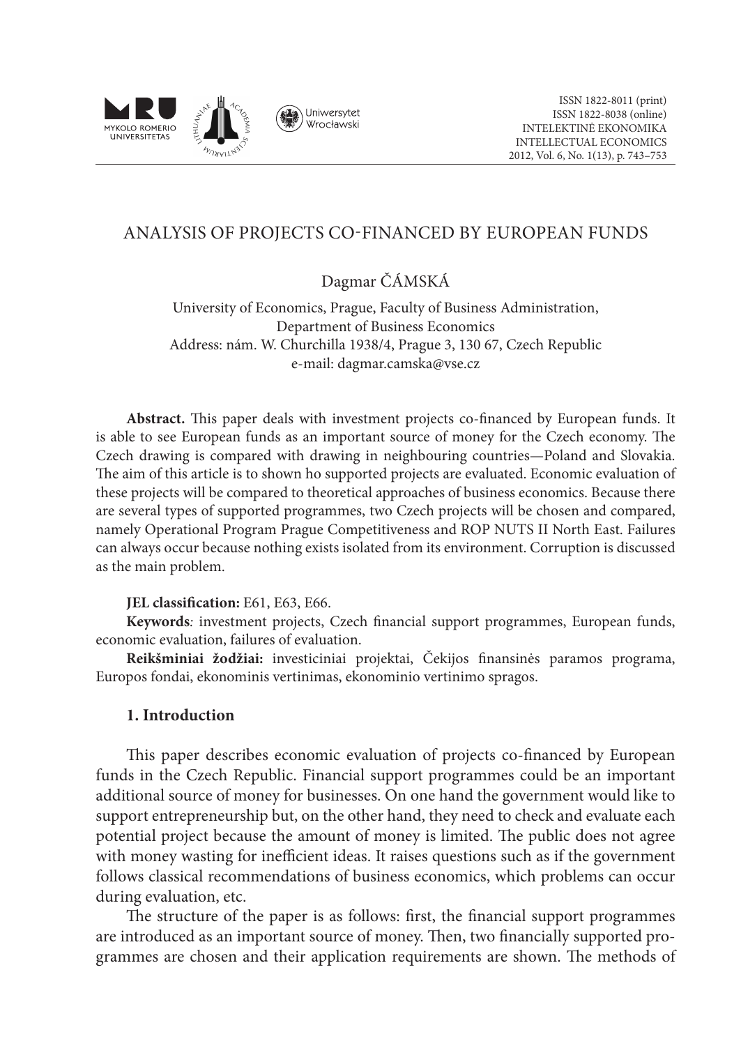ANALYSIS OF PROJECTS CO-FINANCED BY EUROPEAN FUNDS

Dagmar ČÁMSKÁ

University of Economics, Prague, Faculty of Business Administration,
Department of Business Economics
Address: nám. W. Churchilla 1938/4, Prague 3, 130 67, Czech Republic
e-mail: dagmar.camska@vse.cz

**Abstract.** This paper deals with investment projects co-financed by European funds. It is able to see European funds as an important source of money for the Czech economy. The Czech drawing is compared with drawing in neighbouring countries—Poland and Slovakia. The aim of this article is to shown ho supported projects are evaluated. Economic evaluation of these projects will be compared to theoretical approaches of business economics. Because there are several types of supported programmes, two Czech projects will be chosen and compared, namely Operational Program Prague Competitiveness and ROP NUTS II North East. Failures can always occur because nothing exists isolated from its environment. Corruption is discussed as the main problem.

**JEL classification:** E61, E63, E66.

**Keywords***:* investment projects, Czech financial support programmes, European funds, economic evaluation, failures of evaluation.

**Reikšminiai žodžiai:** investiciniai projektai, Čekijos finansinės paramos programa, Europos fondai, ekonominis vertinimas, ekonominio vertinimo spragos.

## 1. Introduction

This paper describes economic evaluation of projects co-financed by European funds in the Czech Republic. Financial support programmes could be an important additional source of money for businesses. On one hand the government would like to support entrepreneurship but, on the other hand, they need to check and evaluate each potential project because the amount of money is limited. The public does not agree with money wasting for inefficient ideas. It raises questions such as if the government follows classical recommendations of business economics, which problems can occur during evaluation, etc.

The structure of the paper is as follows: first, the financial support programmes are introduced as an important source of money. Then, two financially supported programmes are chosen and their application requirements are shown. The methods of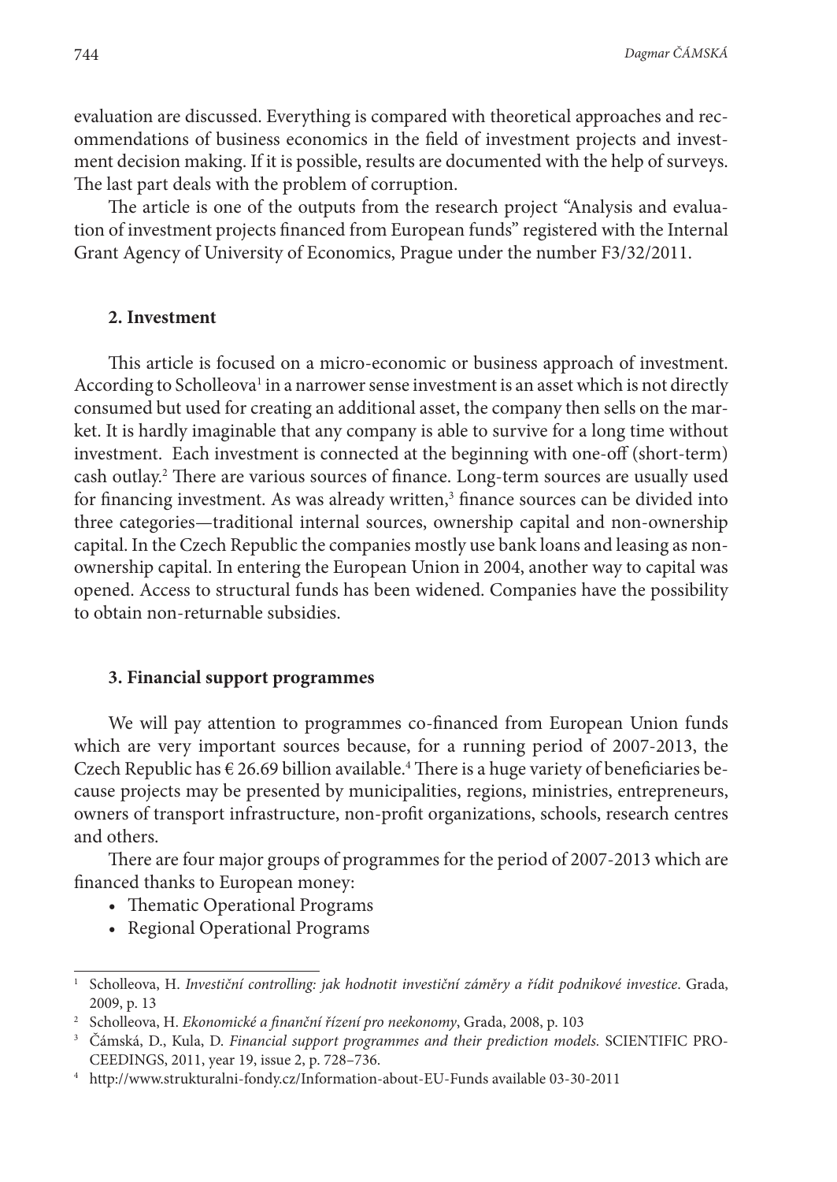evaluation are discussed. Everything is compared with theoretical approaches and recommendations of business economics in the field of investment projects and investment decision making. If it is possible, results are documented with the help of surveys. The last part deals with the problem of corruption.

The article is one of the outputs from the research project "Analysis and evaluation of investment projects financed from European funds" registered with the Internal Grant Agency of University of Economics, Prague under the number F3/32/2011.

## 2. Investment

This article is focused on a micro-economic or business approach of investment. According to Scholleova[1] in a narrower sense investment is an asset which is not directly consumed but used for creating an additional asset, the company then sells on the market. It is hardly imaginable that any company is able to survive for a long time without investment. Each investment is connected at the beginning with one-off (short-term) cash outlay.[2] There are various sources of finance. Long-term sources are usually used for financing investment. As was already written,[3] finance sources can be divided into three categories—traditional internal sources, ownership capital and non-ownership capital. In the Czech Republic the companies mostly use bank loans and leasing as non-ownership capital. In entering the European Union in 2004, another way to capital was opened. Access to structural funds has been widened. Companies have the possibility to obtain non-returnable subsidies.

## 3. Financial support programmes

We will pay attention to programmes co-financed from European Union funds which are very important sources because, for a running period of 2007-2013, the Czech Republic has € 26.69 billion available.[4] There is a huge variety of beneficiaries because projects may be presented by municipalities, regions, ministries, entrepreneurs, owners of transport infrastructure, non-profit organizations, schools, research centres and others.

There are four major groups of programmes for the period of 2007-2013 which are financed thanks to European money:

- Thematic Operational Programs
- Regional Operational Programs

---

[1] Scholleova, H. *Investiční controlling: jak hodnotit investiční záměry a řídit podnikové investice*. Grada, 2009, p. 13

[2] Scholleova, H. *Ekonomické a finanční řízení pro neekonomy*, Grada, 2008, p. 103

[3] Čámská, D., Kula, D. *Financial support programmes and their prediction models.* SCIENTIFIC PROCEEDINGS, 2011, year 19, issue 2, p. 728–736.

[4] http://www.strukturalni-fondy.cz/Information-about-EU-Funds available 03-30-2011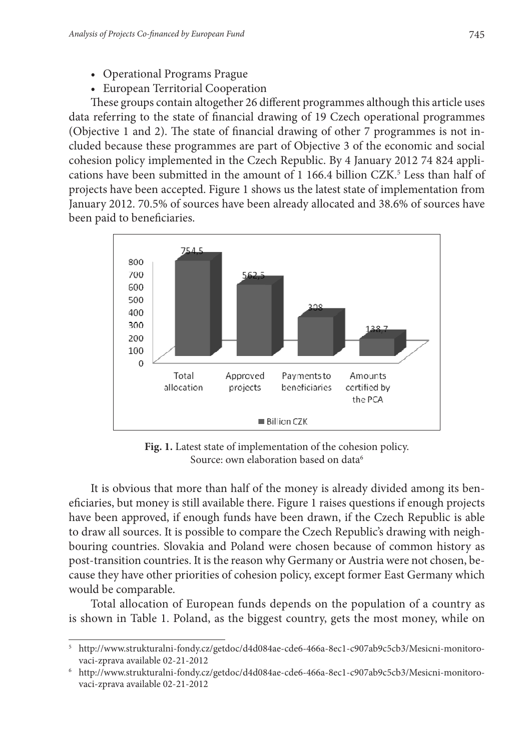- Operational Programs Prague
- European Territorial Cooperation

These groups contain altogether 26 different programmes although this article uses data referring to the state of financial drawing of 19 Czech operational programmes (Objective 1 and 2). The state of financial drawing of other 7 programmes is not included because these programmes are part of Objective 3 of the economic and social cohesion policy implemented in the Czech Republic. By 4 January 2012 74 824 applications have been submitted in the amount of 1 166.4 billion CZK.[5] Less than half of projects have been accepted. Figure 1 shows us the latest state of implementation from January 2012. 70.5% of sources have been already allocated and 38.6% of sources have been paid to beneficiaries.

**Fig. 1.** Latest state of implementation of the cohesion policy.
Source: own elaboration based on data[6]

It is obvious that more than half of the money is already divided among its beneficiaries, but money is still available there. Figure 1 raises questions if enough projects have been approved, if enough funds have been drawn, if the Czech Republic is able to draw all sources. It is possible to compare the Czech Republic's drawing with neighbouring countries. Slovakia and Poland were chosen because of common history as post-transition countries. It is the reason why Germany or Austria were not chosen, because they have other priorities of cohesion policy, except former East Germany which would be comparable.

Total allocation of European funds depends on the population of a country as is shown in Table 1. Poland, as the biggest country, gets the most money, while on

[5] http://www.strukturalni-fondy.cz/getdoc/d4d084ae-cde6-466a-8ec1-c907ab9c5cb3/Mesicni-monitorovaci-zprava available 02-21-2012

[6] http://www.strukturalni-fondy.cz/getdoc/d4d084ae-cde6-466a-8ec1-c907ab9c5cb3/Mesicni-monitorovaci-zprava available 02-21-2012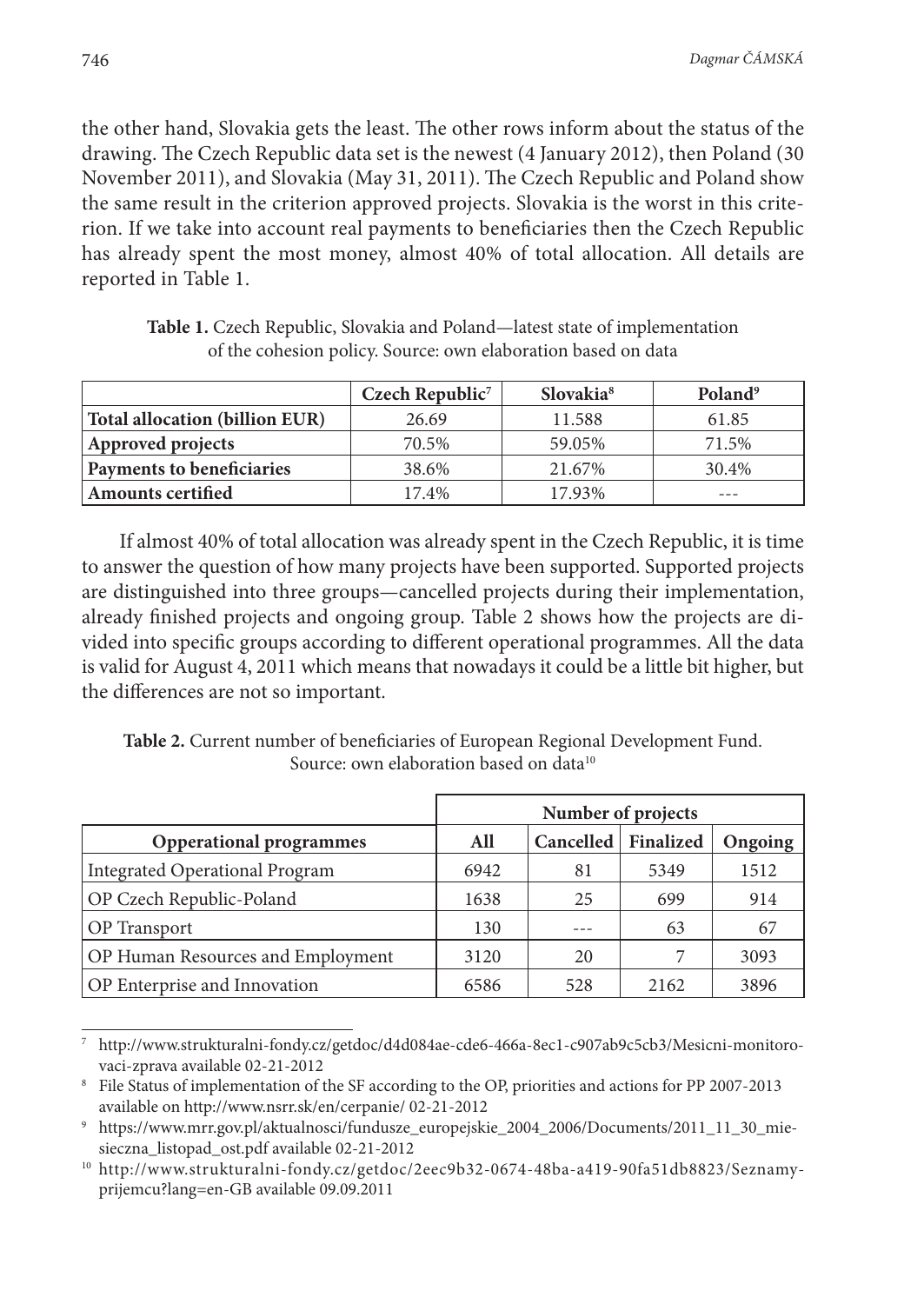the other hand, Slovakia gets the least. The other rows inform about the status of the drawing. The Czech Republic data set is the newest (4 January 2012), then Poland (30 November 2011), and Slovakia (May 31, 2011). The Czech Republic and Poland show the same result in the criterion approved projects. Slovakia is the worst in this criterion. If we take into account real payments to beneficiaries then the Czech Republic has already spent the most money, almost 40% of total allocation. All details are reported in Table 1.

**Table 1.** Czech Republic, Slovakia and Poland—latest state of implementation of the cohesion policy. Source: own elaboration based on data

| | Czech Republic[7] | Slovakia[8] | Poland[9] |
|---|---|---|---|
| **Total allocation (billion EUR)** | 26.69 | 11.588 | 61.85 |
| **Approved projects** | 70.5% | 59.05% | 71.5% |
| **Payments to beneficiaries** | 38.6% | 21.67% | 30.4% |
| **Amounts certified** | 17.4% | 17.93% | --- |

If almost 40% of total allocation was already spent in the Czech Republic, it is time to answer the question of how many projects have been supported. Supported projects are distinguished into three groups—cancelled projects during their implementation, already finished projects and ongoing group. Table 2 shows how the projects are divided into specific groups according to different operational programmes. All the data is valid for August 4, 2011 which means that nowadays it could be a little bit higher, but the differences are not so important.

**Table 2.** Current number of beneficiaries of European Regional Development Fund. Source: own elaboration based on data[10]

| | Number of projects | | | |
|---|---|---|---|---|
| **Operational programmes** | **All** | **Cancelled** | **Finalized** | **Ongoing** |
| Integrated Operational Program | 6942 | 81 | 5349 | 1512 |
| OP Czech Republic-Poland | 1638 | 25 | 699 | 914 |
| OP Transport | 130 | --- | 63 | 67 |
| OP Human Resources and Employment | 3120 | 20 | 7 | 3093 |
| OP Enterprise and Innovation | 6586 | 528 | 2162 | 3896 |

[7] http://www.strukturalni-fondy.cz/getdoc/d4d084ae-cde6-466a-8ec1-c907ab9c5cb3/Mesicni-monitorovaci-zprava available 02-21-2012

[8] File Status of implementation of the SF according to the OP, priorities and actions for PP 2007-2013 available on http://www.nsrr.sk/en/cerpanie/ 02-21-2012

[9] https://www.mrr.gov.pl/aktualnosci/fundusze_europejskie_2004_2006/Documents/2011_11_30_miesieczna_listopad_ost.pdf available 02-21-2012

[10] http://www.strukturalni-fondy.cz/getdoc/2eec9b32-0674-48ba-a419-90fa51db8823/Seznamy-prijemcu?lang=en-GB available 09.09.2011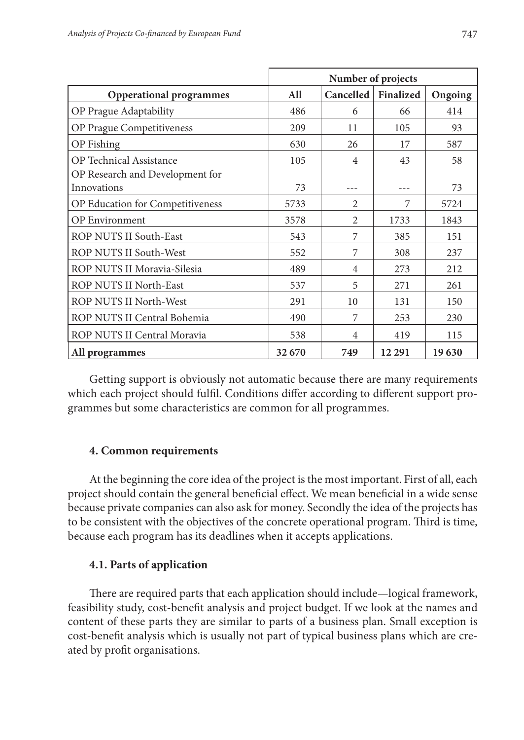| | Number of projects | | | |
|---|---|---|---|---|
| **Opperational programmes** | **All** | **Cancelled** | **Finalized** | **Ongoing** |
| OP Prague Adaptability | 486 | 6 | 66 | 414 |
| OP Prague Competitiveness | 209 | 11 | 105 | 93 |
| OP Fishing | 630 | 26 | 17 | 587 |
| OP Technical Assistance | 105 | 4 | 43 | 58 |
| OP Research and Development for Innovations | 73 | --- | --- | 73 |
| OP Education for Competitiveness | 5733 | 2 | 7 | 5724 |
| OP Environment | 3578 | 2 | 1733 | 1843 |
| ROP NUTS II South-East | 543 | 7 | 385 | 151 |
| ROP NUTS II South-West | 552 | 7 | 308 | 237 |
| ROP NUTS II Moravia-Silesia | 489 | 4 | 273 | 212 |
| ROP NUTS II North-East | 537 | 5 | 271 | 261 |
| ROP NUTS II North-West | 291 | 10 | 131 | 150 |
| ROP NUTS II Central Bohemia | 490 | 7 | 253 | 230 |
| ROP NUTS II Central Moravia | 538 | 4 | 419 | 115 |
| **All programmes** | **32 670** | **749** | **12 291** | **19 630** |

Getting support is obviously not automatic because there are many requirements which each project should fulfil. Conditions differ according to different support programmes but some characteristics are common for all programmes.

### 4. Common requirements

At the beginning the core idea of the project is the most important. First of all, each project should contain the general beneficial effect. We mean beneficial in a wide sense because private companies can also ask for money. Secondly the idea of the projects has to be consistent with the objectives of the concrete operational program. Third is time, because each program has its deadlines when it accepts applications.

#### 4.1. Parts of application

There are required parts that each application should include—logical framework, feasibility study, cost-benefit analysis and project budget. If we look at the names and content of these parts they are similar to parts of a business plan. Small exception is cost-benefit analysis which is usually not part of typical business plans which are created by profit organisations.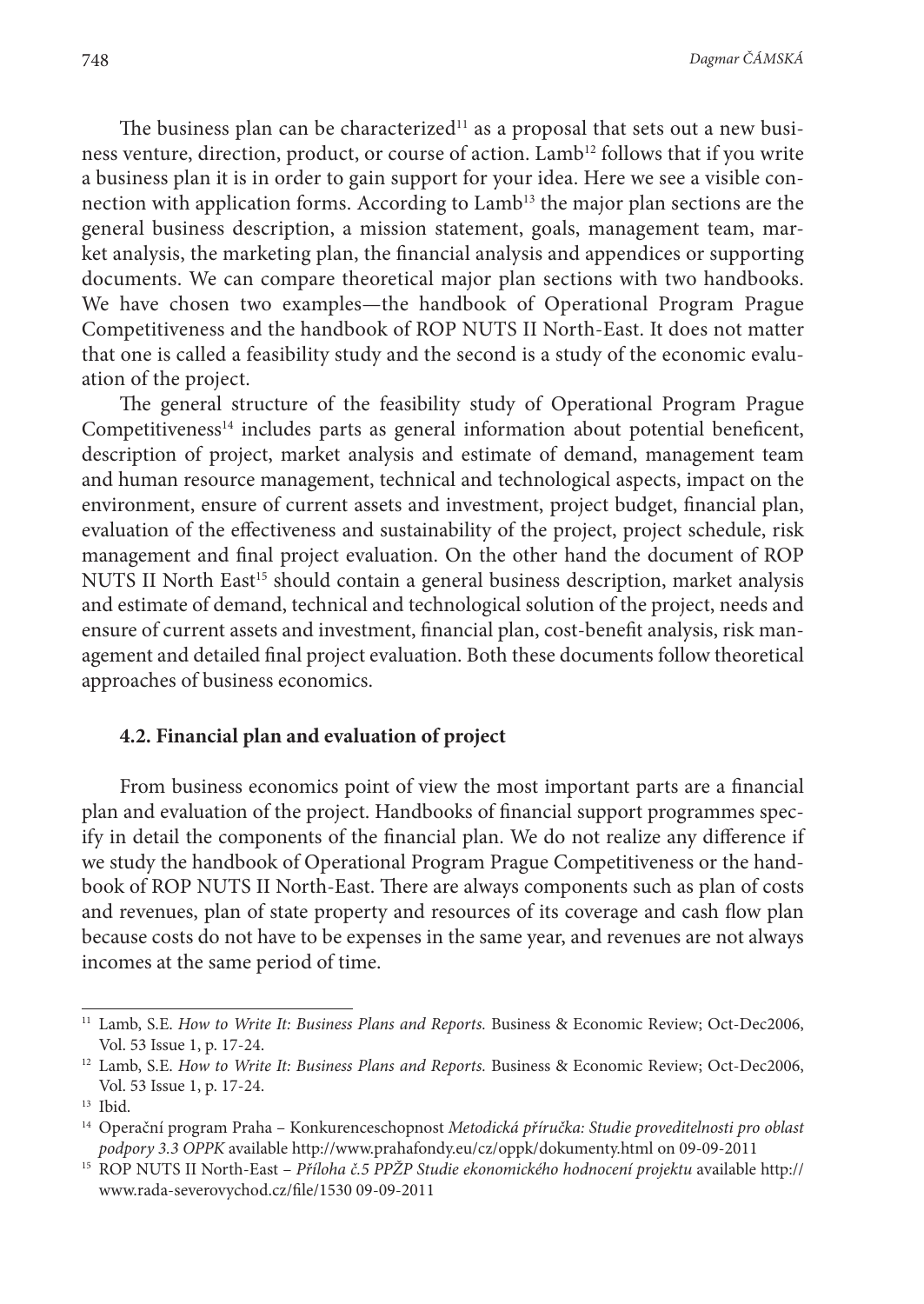The business plan can be characterized[11] as a proposal that sets out a new business venture, direction, product, or course of action. Lamb[12] follows that if you write a business plan it is in order to gain support for your idea. Here we see a visible connection with application forms. According to Lamb[13] the major plan sections are the general business description, a mission statement, goals, management team, market analysis, the marketing plan, the financial analysis and appendices or supporting documents. We can compare theoretical major plan sections with two handbooks. We have chosen two examples—the handbook of Operational Program Prague Competitiveness and the handbook of ROP NUTS II North-East. It does not matter that one is called a feasibility study and the second is a study of the economic evaluation of the project.

The general structure of the feasibility study of Operational Program Prague Competitiveness[14] includes parts as general information about potential beneficent, description of project, market analysis and estimate of demand, management team and human resource management, technical and technological aspects, impact on the environment, ensure of current assets and investment, project budget, financial plan, evaluation of the effectiveness and sustainability of the project, project schedule, risk management and final project evaluation. On the other hand the document of ROP NUTS II North East[15] should contain a general business description, market analysis and estimate of demand, technical and technological solution of the project, needs and ensure of current assets and investment, financial plan, cost-benefit analysis, risk management and detailed final project evaluation. Both these documents follow theoretical approaches of business economics.

### 4.2. Financial plan and evaluation of project

From business economics point of view the most important parts are a financial plan and evaluation of the project. Handbooks of financial support programmes specify in detail the components of the financial plan. We do not realize any difference if we study the handbook of Operational Program Prague Competitiveness or the handbook of ROP NUTS II North-East. There are always components such as plan of costs and revenues, plan of state property and resources of its coverage and cash flow plan because costs do not have to be expenses in the same year, and revenues are not always incomes at the same period of time.

---

[11] Lamb, S.E. *How to Write It: Business Plans and Reports.* Business & Economic Review; Oct-Dec2006, Vol. 53 Issue 1, p. 17-24.

[12] Lamb, S.E. *How to Write It: Business Plans and Reports.* Business & Economic Review; Oct-Dec2006, Vol. 53 Issue 1, p. 17-24.

[13] Ibid.

[14] Operační program Praha – Konkurenceschopnost *Metodická příručka: Studie proveditelnosti pro oblast podpory 3.3 OPPK* available http://www.prahafondy.eu/cz/oppk/dokumenty.html on 09-09-2011

[15] ROP NUTS II North-East – *Příloha č.5 PPŽP Studie ekonomického hodnocení projektu* available http://www.rada-severovychod.cz/file/1530 09-09-2011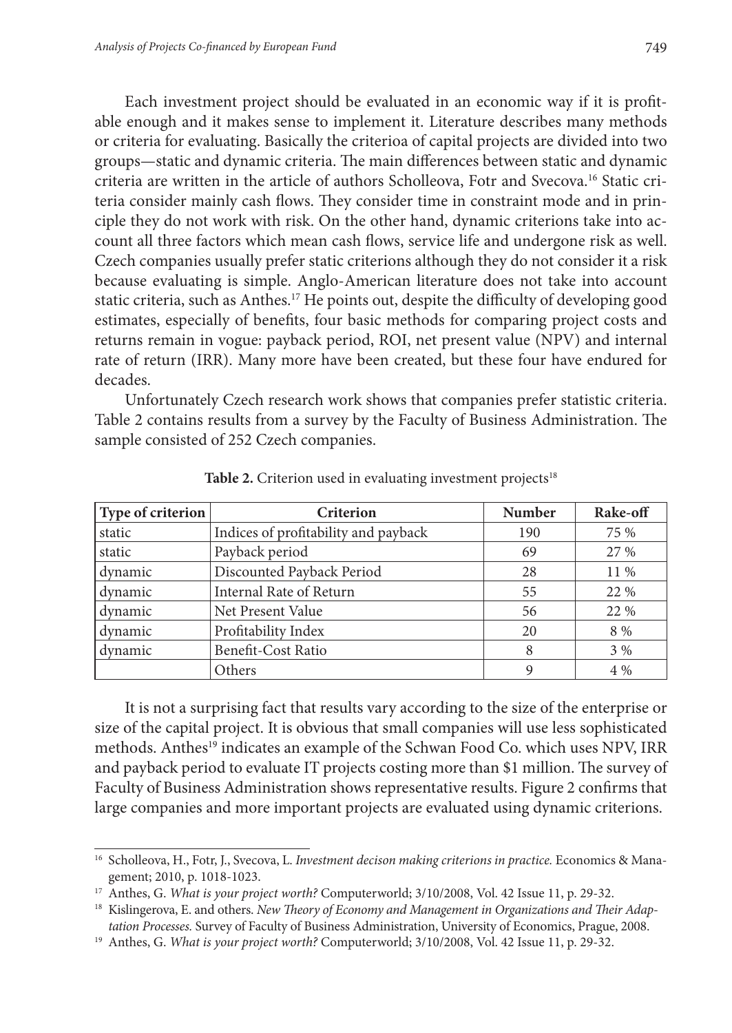Each investment project should be evaluated in an economic way if it is profitable enough and it makes sense to implement it. Literature describes many methods or criteria for evaluating. Basically the criterioa of capital projects are divided into two groups—static and dynamic criteria. The main differences between static and dynamic criteria are written in the article of authors Scholleova, Fotr and Svecova.[16] Static criteria consider mainly cash flows. They consider time in constraint mode and in principle they do not work with risk. On the other hand, dynamic criterions take into account all three factors which mean cash flows, service life and undergone risk as well. Czech companies usually prefer static criterions although they do not consider it a risk because evaluating is simple. Anglo-American literature does not take into account static criteria, such as Anthes.[17] He points out, despite the difficulty of developing good estimates, especially of benefits, four basic methods for comparing project costs and returns remain in vogue: payback period, ROI, net present value (NPV) and internal rate of return (IRR). Many more have been created, but these four have endured for decades.

Unfortunately Czech research work shows that companies prefer statistic criteria. Table 2 contains results from a survey by the Faculty of Business Administration. The sample consisted of 252 Czech companies.

**Table 2.** Criterion used in evaluating investment projects[18]

| Type of criterion | Criterion | Number | Rake-off |
|---|---|---|---|
| static | Indices of profitability and payback | 190 | 75 % |
| static | Payback period | 69 | 27 % |
| dynamic | Discounted Payback Period | 28 | 11 % |
| dynamic | Internal Rate of Return | 55 | 22 % |
| dynamic | Net Present Value | 56 | 22 % |
| dynamic | Profitability Index | 20 | 8 % |
| dynamic | Benefit-Cost Ratio | 8 | 3 % |
| | Others | 9 | 4 % |

It is not a surprising fact that results vary according to the size of the enterprise or size of the capital project. It is obvious that small companies will use less sophisticated methods. Anthes[19] indicates an example of the Schwan Food Co. which uses NPV, IRR and payback period to evaluate IT projects costing more than $1 million. The survey of Faculty of Business Administration shows representative results. Figure 2 confirms that large companies and more important projects are evaluated using dynamic criterions.

---

[16] Scholleova, H., Fotr, J., Svecova, L. *Investment decison making criterions in practice.* Economics & Management; 2010, p. 1018-1023.

[17] Anthes, G. *What is your project worth?* Computerworld; 3/10/2008, Vol. 42 Issue 11, p. 29-32.

[18] Kislingerova, E. and others. *New Theory of Economy and Management in Organizations and Their Adaptation Processes.* Survey of Faculty of Business Administration, University of Economics, Prague, 2008.

[19] Anthes, G. *What is your project worth?* Computerworld; 3/10/2008, Vol. 42 Issue 11, p. 29-32.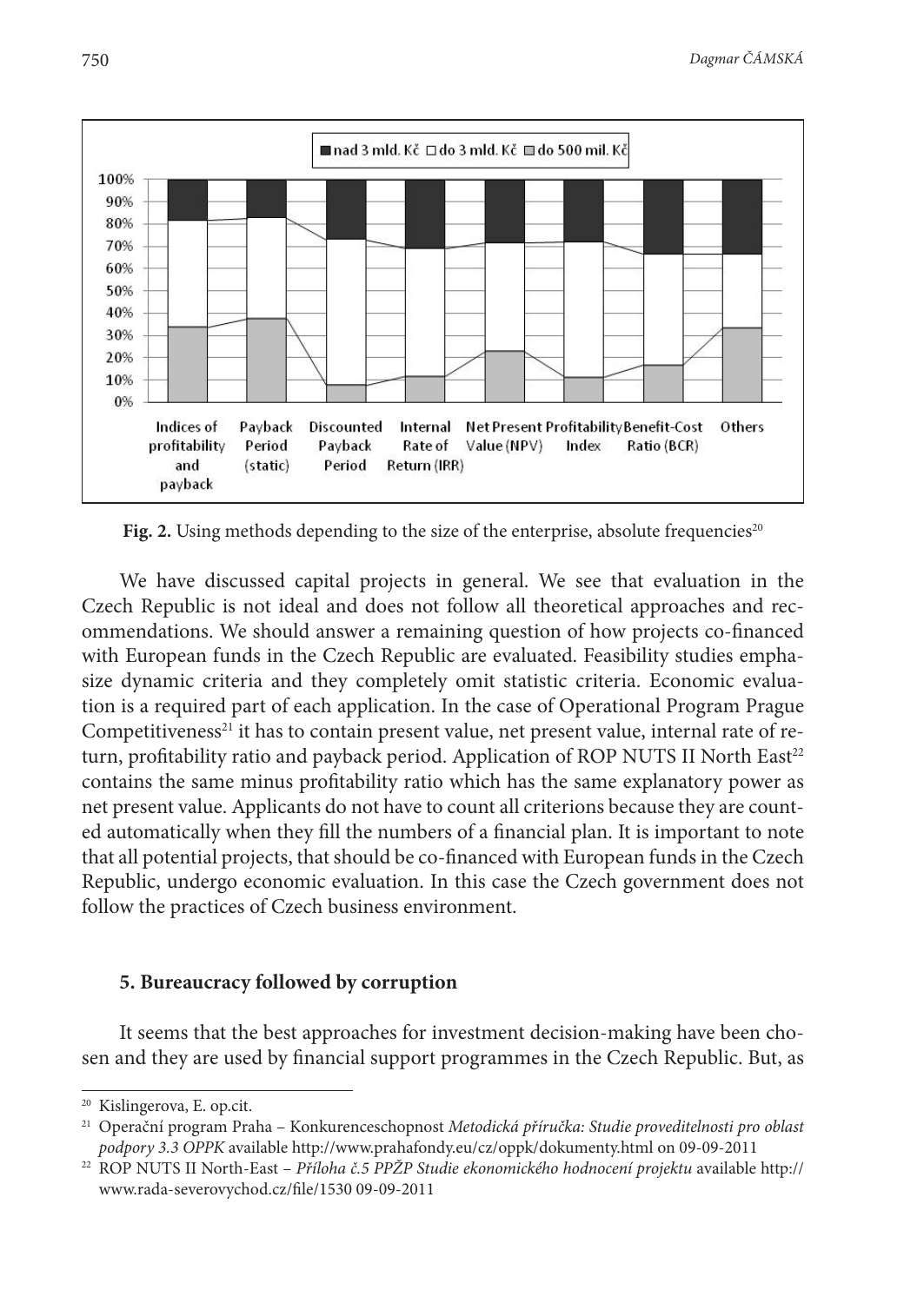Fig. 2. Using methods depending to the size of the enterprise, absolute frequencies[20]

We have discussed capital projects in general. We see that evaluation in the Czech Republic is not ideal and does not follow all theoretical approaches and recommendations. We should answer a remaining question of how projects co-financed with European funds in the Czech Republic are evaluated. Feasibility studies emphasize dynamic criteria and they completely omit statistic criteria. Economic evaluation is a required part of each application. In the case of Operational Program Prague Competitiveness[21] it has to contain present value, net present value, internal rate of return, profitability ratio and payback period. Application of ROP NUTS II North East[22] contains the same minus profitability ratio which has the same explanatory power as net present value. Applicants do not have to count all criterions because they are counted automatically when they fill the numbers of a financial plan. It is important to note that all potential projects, that should be co-financed with European funds in the Czech Republic, undergo economic evaluation. In this case the Czech government does not follow the practices of Czech business environment.

## 5. Bureaucracy followed by corruption

It seems that the best approaches for investment decision-making have been chosen and they are used by financial support programmes in the Czech Republic. But, as

---

[20] Kislingerova, E. op.cit.

[21] Operační program Praha – Konkurenceschopnost *Metodická příručka: Studie proveditelnosti pro oblast podpory 3.3 OPPK* available http://www.prahafondy.eu/cz/oppk/dokumenty.html on 09-09-2011

[22] ROP NUTS II North-East – *Příloha č.5 PPŽP Studie ekonomického hodnocení projektu* available http://www.rada-severovychod.cz/file/1530 09-09-2011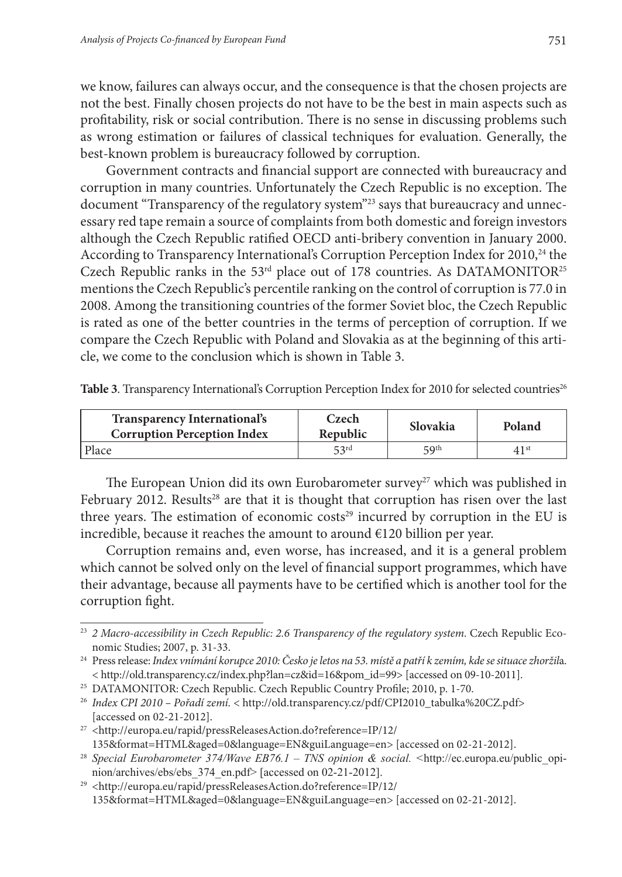we know, failures can always occur, and the consequence is that the chosen projects are not the best. Finally chosen projects do not have to be the best in main aspects such as profitability, risk or social contribution. There is no sense in discussing problems such as wrong estimation or failures of classical techniques for evaluation. Generally, the best-known problem is bureaucracy followed by corruption.

Government contracts and financial support are connected with bureaucracy and corruption in many countries. Unfortunately the Czech Republic is no exception. The document "Transparency of the regulatory system"[23] says that bureaucracy and unnecessary red tape remain a source of complaints from both domestic and foreign investors although the Czech Republic ratified OECD anti-bribery convention in January 2000. According to Transparency International's Corruption Perception Index for 2010,[24] the Czech Republic ranks in the 53rd place out of 178 countries. As DATAMONITOR[25] mentions the Czech Republic's percentile ranking on the control of corruption is 77.0 in 2008. Among the transitioning countries of the former Soviet bloc, the Czech Republic is rated as one of the better countries in the terms of perception of corruption. If we compare the Czech Republic with Poland and Slovakia as at the beginning of this article, we come to the conclusion which is shown in Table 3.

**Table 3**. Transparency International's Corruption Perception Index for 2010 for selected countries[26]

| Transparency International's Corruption Perception Index | Czech Republic | Slovakia | Poland |
|---|---|---|---|
| Place | 53rd | 59th | 41st |

The European Union did its own Eurobarometer survey[27] which was published in February 2012. Results[28] are that it is thought that corruption has risen over the last three years. The estimation of economic costs[29] incurred by corruption in the EU is incredible, because it reaches the amount to around €120 billion per year.

Corruption remains and, even worse, has increased, and it is a general problem which cannot be solved only on the level of financial support programmes, which have their advantage, because all payments have to be certified which is another tool for the corruption fight.

---

[23] *2 Macro-accessibility in Czech Republic: 2.6 Transparency of the regulatory system.* Czech Republic Economic Studies; 2007, p. 31-33.

[24] Press release: *Index vnímání korupce 2010: Česko je letos na 53. místě a patří k zemím, kde se situace zhoršil*a. < http://old.transparency.cz/index.php?lan=cz&id=16&pom_id=99> [accessed on 09-10-2011].

[25] DATAMONITOR: Czech Republic. Czech Republic Country Profile; 2010, p. 1-70.

[26] *Index CPI 2010 – Pořadí zemí.* < http://old.transparency.cz/pdf/CPI2010_tabulka%20CZ.pdf> [accessed on 02-21-2012].

[27] <http://europa.eu/rapid/pressReleasesAction.do?reference=IP/12/135&format=HTML&aged=0&language=EN&guiLanguage=en> [accessed on 02-21-2012].

[28] *Special Eurobarometer 374/Wave EB76.1 – TNS opinion & social.* <http://ec.europa.eu/public_opinion/archives/ebs/ebs_374_en.pdf> [accessed on 02-21-2012].

[29] <http://europa.eu/rapid/pressReleasesAction.do?reference=IP/12/135&format=HTML&aged=0&language=EN&guiLanguage=en> [accessed on 02-21-2012].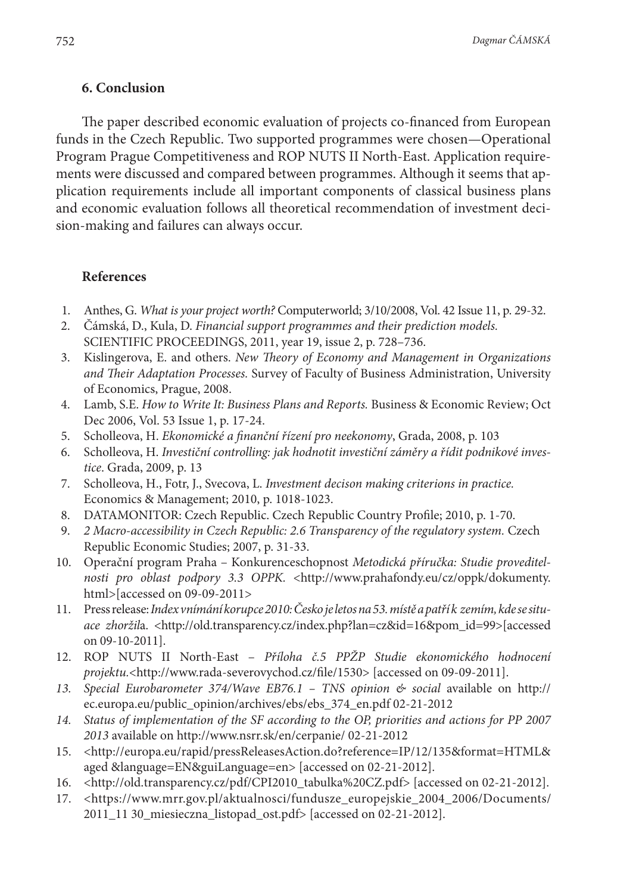## 6. Conclusion

The paper described economic evaluation of projects co-financed from European funds in the Czech Republic. Two supported programmes were chosen—Operational Program Prague Competitiveness and ROP NUTS II North-East. Application requirements were discussed and compared between programmes. Although it seems that application requirements include all important components of classical business plans and economic evaluation follows all theoretical recommendation of investment decision-making and failures can always occur.

## References

1. Anthes, G. *What is your project worth?* Computerworld; 3/10/2008, Vol. 42 Issue 11, p. 29-32.
2. Čámská, D., Kula, D. *Financial support programmes and their prediction models.* SCIENTIFIC PROCEEDINGS, 2011, year 19, issue 2, p. 728–736.
3. Kislingerova, E. and others. *New Theory of Economy and Management in Organizations and Their Adaptation Processes.* Survey of Faculty of Business Administration, University of Economics, Prague, 2008.
4. Lamb, S.E. *How to Write It: Business Plans and Reports.* Business & Economic Review; Oct Dec 2006, Vol. 53 Issue 1, p. 17-24.
5. Scholleova, H. *Ekonomické a finanční řízení pro neekonomy*, Grada, 2008, p. 103
6. Scholleova, H. *Investiční controlling: jak hodnotit investiční záměry a řídit podnikové investice*. Grada, 2009, p. 13
7. Scholleova, H., Fotr, J., Svecova, L. *Investment decison making criterions in practice.* Economics & Management; 2010, p. 1018-1023.
8. DATAMONITOR: Czech Republic. Czech Republic Country Profile; 2010, p. 1-70.
9. *2 Macro-accessibility in Czech Republic: 2.6 Transparency of the regulatory system.* Czech Republic Economic Studies; 2007, p. 31-33.
10. Operační program Praha – Konkurenceschopnost *Metodická příručka: Studie proveditelnosti pro oblast podpory 3.3 OPPK.* <http://www.prahafondy.eu/cz/oppk/dokumenty.html>[accessed on 09-09-2011>
11. Press release: *Index vnímání korupce 2010: Česko je letos na 53. místě a patří k zemím, kde se situace zhorši*la. <http://old.transparency.cz/index.php?lan=cz&id=16&pom_id=99>[accessed on 09-10-2011].
12. ROP NUTS II North-East – *Příloha č.5 PPŽP Studie ekonomického hodnocení projektu.*<http://www.rada-severovychod.cz/file/1530> [accessed on 09-09-2011].
13. *Special Eurobarometer 374/Wave EB76.1 – TNS opinion & social* available on http://ec.europa.eu/public_opinion/archives/ebs/ebs_374_en.pdf 02-21-2012
14. *Status of implementation of the SF according to the OP, priorities and actions for PP 2007 2013* available on http://www.nsrr.sk/en/cerpanie/ 02-21-2012
15. <http://europa.eu/rapid/pressReleasesAction.do?reference=IP/12/135&format=HTML&aged &language=EN&guiLanguage=en> [accessed on 02-21-2012].
16. <http://old.transparency.cz/pdf/CPI2010_tabulka%20CZ.pdf> [accessed on 02-21-2012].
17. <https://www.mrr.gov.pl/aktualnosci/fundusze_europejskie_2004_2006/Documents/2011_11 30_miesieczna_listopad_ost.pdf> [accessed on 02-21-2012].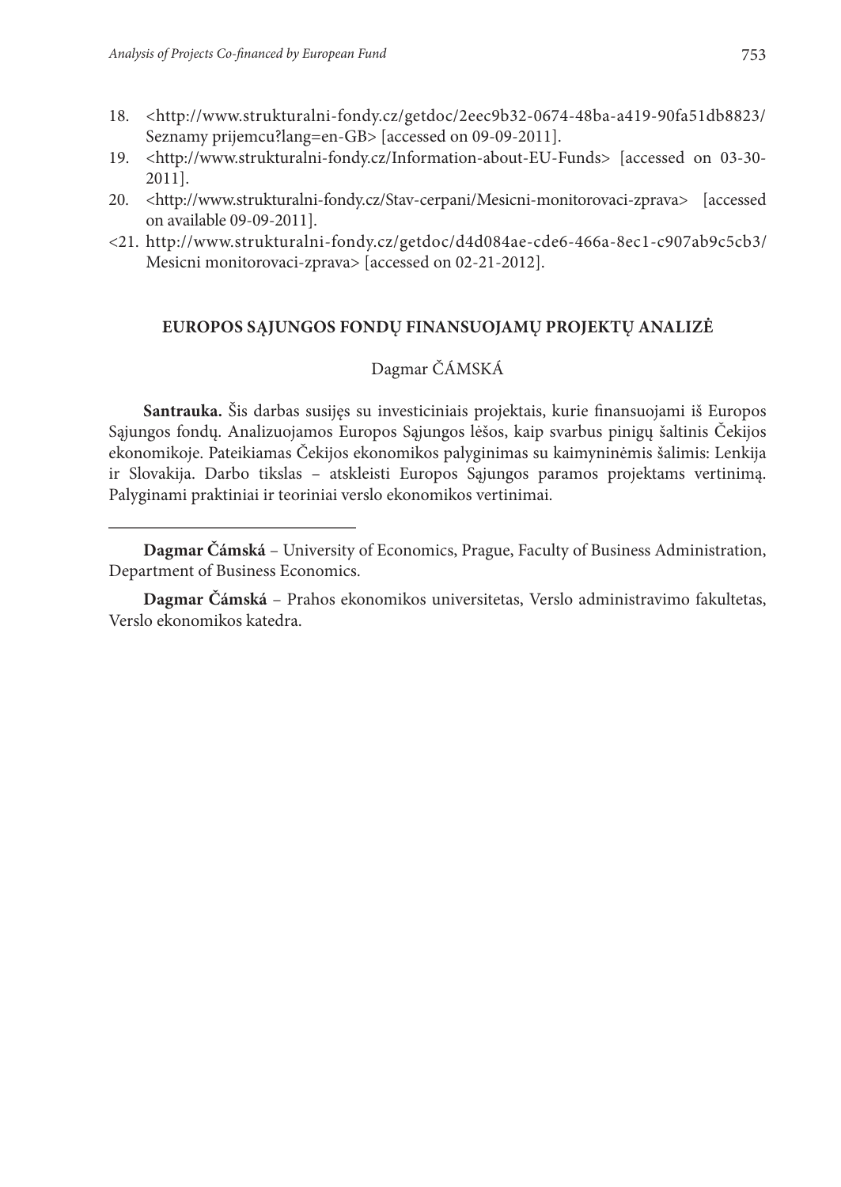18. <http://www.strukturalni-fondy.cz/getdoc/2eec9b32-0674-48ba-a419-90fa51db8823/Seznamy prijemcu?lang=en-GB> [accessed on 09-09-2011].
19. <http://www.strukturalni-fondy.cz/Information-about-EU-Funds> [accessed on 03-30-2011].
20. <http://www.strukturalni-fondy.cz/Stav-cerpani/Mesicni-monitorovaci-zprava> [accessed on available 09-09-2011].

<21. http://www.strukturalni-fondy.cz/getdoc/d4d084ae-cde6-466a-8ec1-c907ab9c5cb3/Mesicni monitorovaci-zprava> [accessed on 02-21-2012].

## EUROPOS SĄJUNGOS FONDŲ FINANSUOJAMŲ PROJEKTŲ ANALIZĖ

Dagmar ČÁMSKÁ

**Santrauka.** Šis darbas susijęs su investiciniais projektais, kurie finansuojami iš Europos Sąjungos fondų. Analizuojamos Europos Sąjungos lėšos, kaip svarbus pinigų šaltinis Čekijos ekonomikoje. Pateikiamas Čekijos ekonomikos palyginimas su kaimyninėmis šalimis: Lenkija ir Slovakija. Darbo tikslas – atskleisti Europos Sąjungos paramos projektams vertinimą. Palyginami praktiniai ir teoriniai verslo ekonomikos vertinimai.

---

**Dagmar Čámská** – University of Economics, Prague, Faculty of Business Administration, Department of Business Economics.

**Dagmar Čámská** – Prahos ekonomikos universitetas, Verslo administravimo fakultetas, Verslo ekonomikos katedra.